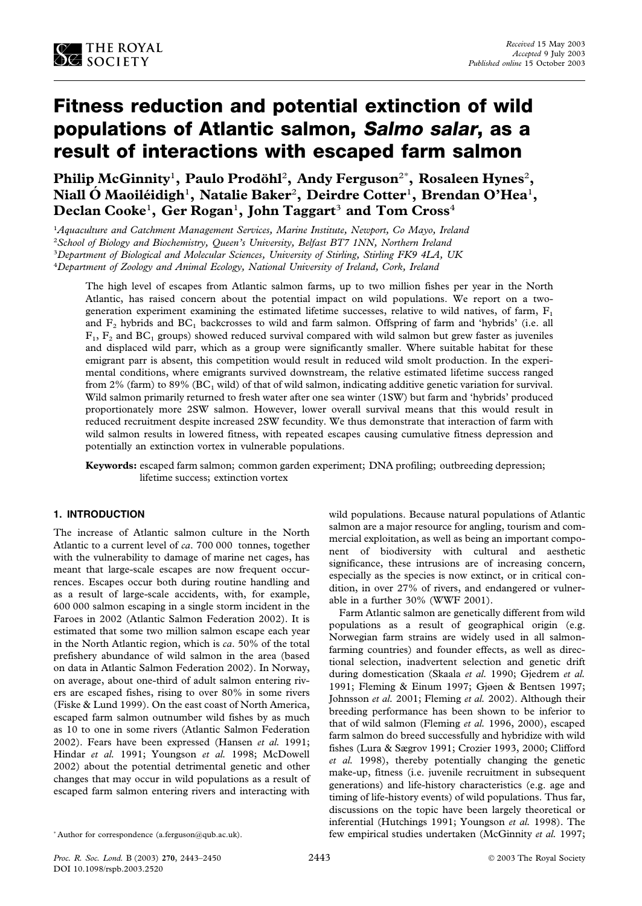# Fitness reduction and potential extinction of wild populations of Atlantic salmon, *Salmo salar*, as a result of interactions with escaped farm salmon

**Philip McGinnity[1], Paulo Prodöhl[2], Andy Ferguson[2*], Rosaleen Hynes[2], Niall Ó Maoiléidigh[1], Natalie Baker[2], Deirdre Cotter[1], Brendan O'Hea[1], Declan Cooke[1], Ger Rogan[1], John Taggart[3] and Tom Cross[4]**

[1]*Aquaculture and Catchment Management Services, Marine Institute, Newport, Co Mayo, Ireland*
[2]*School of Biology and Biochemistry, Queen's University, Belfast BT7 1NN, Northern Ireland*
[3]*Department of Biological and Molecular Sciences, University of Stirling, Stirling FK9 4LA, UK*
[4]*Department of Zoology and Animal Ecology, National University of Ireland, Cork, Ireland*

*Received 15 May 2003*
*Accepted 9 July 2003*
*Published online 15 October 2003*

The high level of escapes from Atlantic salmon farms, up to two million fishes per year in the North Atlantic, has raised concern about the potential impact on wild populations. We report on a two-generation experiment examining the estimated lifetime successes, relative to wild natives, of farm, $F_1$ and $F_2$ hybrids and $BC_1$ backcrosses to wild and farm salmon. Offspring of farm and 'hybrids' (i.e. all $F_1$, $F_2$ and $BC_1$ groups) showed reduced survival compared with wild salmon but grew faster as juveniles and displaced wild parr, which as a group were significantly smaller. Where suitable habitat for these emigrant parr is absent, this competition would result in reduced wild smolt production. In the experimental conditions, where emigrants survived downstream, the relative estimated lifetime success ranged from 2% (farm) to 89% ($BC_1$ wild) of that of wild salmon, indicating additive genetic variation for survival. Wild salmon primarily returned to fresh water after one sea winter (1SW) but farm and 'hybrids' produced proportionately more 2SW salmon. However, lower overall survival means that this would result in reduced recruitment despite increased 2SW fecundity. We thus demonstrate that interaction of farm with wild salmon results in lowered fitness, with repeated escapes causing cumulative fitness depression and potentially an extinction vortex in vulnerable populations.

**Keywords:** escaped farm salmon; common garden experiment; DNA profiling; outbreeding depression; lifetime success; extinction vortex

## 1. INTRODUCTION

The increase of Atlantic salmon culture in the North Atlantic to a current level of *ca*. 700 000 tonnes, together with the vulnerability to damage of marine net cages, has meant that large-scale escapes are now frequent occurrences. Escapes occur both during routine handling and as a result of large-scale accidents, with, for example, 600 000 salmon escaping in a single storm incident in the Faroes in 2002 (Atlantic Salmon Federation 2002). It is estimated that some two million salmon escape each year in the North Atlantic region, which is *ca*. 50% of the total prefishery abundance of wild salmon in the area (based on data in Atlantic Salmon Federation 2002). In Norway, on average, about one-third of adult salmon entering rivers are escaped fishes, rising to over 80% in some rivers (Fiske & Lund 1999). On the east coast of North America, escaped farm salmon outnumber wild fishes by as much as 10 to one in some rivers (Atlantic Salmon Federation 2002). Fears have been expressed (Hansen *et al.* 1991; Hindar *et al.* 1991; Youngson *et al.* 1998; McDowell 2002) about the potential detrimental genetic and other changes that may occur in wild populations as a result of escaped farm salmon entering rivers and interacting with wild populations. Because natural populations of Atlantic salmon are a major resource for angling, tourism and commercial exploitation, as well as being an important component of biodiversity with cultural and aesthetic significance, these intrusions are of increasing concern, especially as the species is now extinct, or in critical condition, in over 27% of rivers, and endangered or vulnerable in a further 30% (WWF 2001).

Farm Atlantic salmon are genetically different from wild populations as a result of geographical origin (e.g. Norwegian farm strains are widely used in all salmon-farming countries) and founder effects, as well as directional selection, inadvertent selection and genetic drift during domestication (Skaala *et al.* 1990; Gjedrem *et al.* 1991; Fleming & Einum 1997; Gjøen & Bentsen 1997; Johnsson *et al.* 2001; Fleming *et al.* 2002). Although their breeding performance has been shown to be inferior to that of wild salmon (Fleming *et al.* 1996, 2000), escaped farm salmon do breed successfully and hybridize with wild fishes (Lura & Sægrov 1991; Crozier 1993, 2000; Clifford *et al.* 1998), thereby potentially changing the genetic make-up, fitness (i.e. juvenile recruitment in subsequent generations) and life-history characteristics (e.g. age and timing of life-history events) of wild populations. Thus far, discussions on the topic have been largely theoretical or inferential (Hutchings 1991; Youngson *et al.* 1998). The few empirical studies undertaken (McGinnity *et al.* 1997;

\* Author for correspondence (a.ferguson@qub.ac.uk).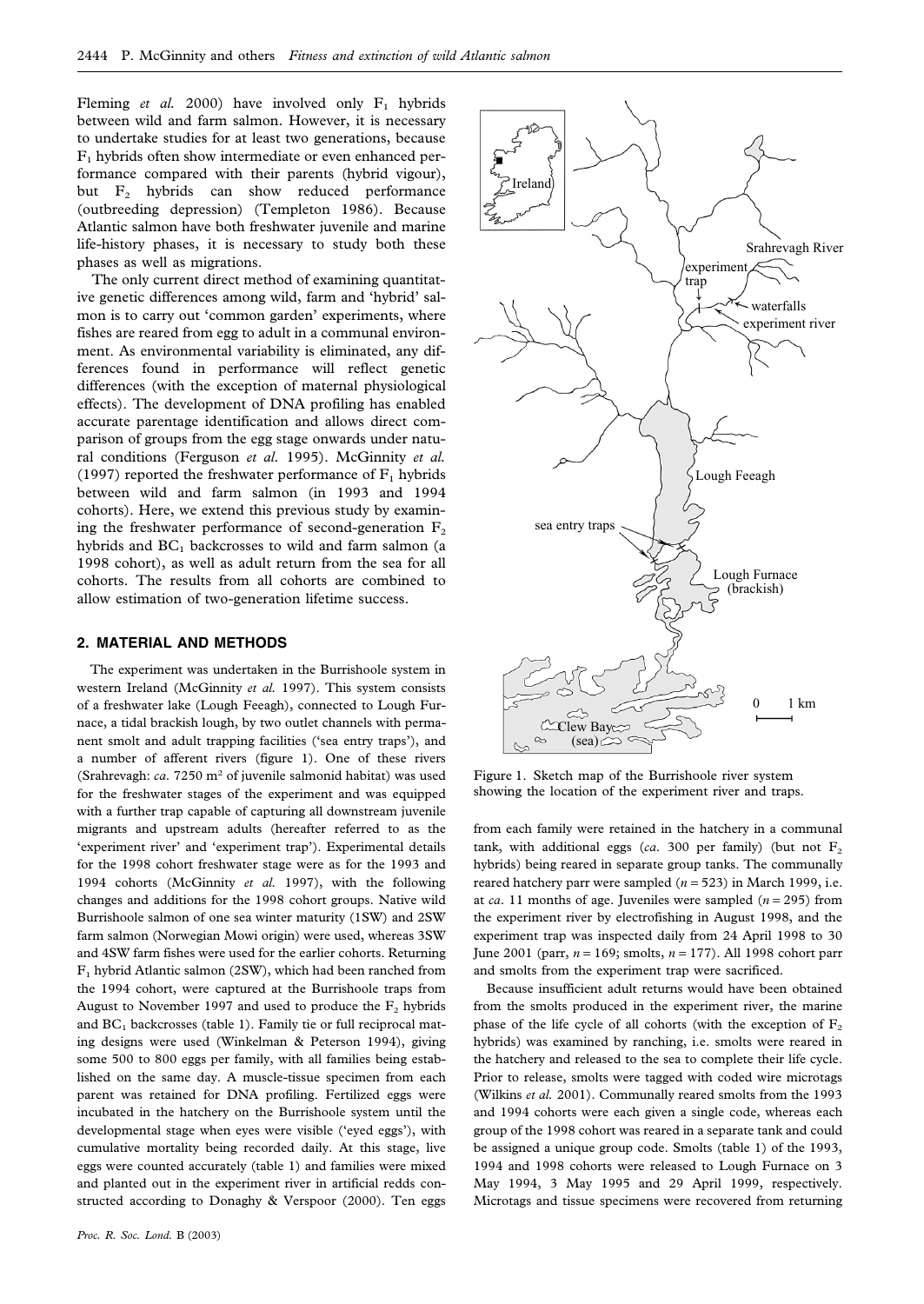Fleming *et al.* 2000) have involved only $F_1$ hybrids between wild and farm salmon. However, it is necessary to undertake studies for at least two generations, because $F_1$ hybrids often show intermediate or even enhanced performance compared with their parents (hybrid vigour), but $F_2$ hybrids can show reduced performance (outbreeding depression) (Templeton 1986). Because Atlantic salmon have both freshwater juvenile and marine life-history phases, it is necessary to study both these phases as well as migrations.

The only current direct method of examining quantitative genetic differences among wild, farm and 'hybrid' salmon is to carry out 'common garden' experiments, where fishes are reared from egg to adult in a communal environment. As environmental variability is eliminated, any differences found in performance will reflect genetic differences (with the exception of maternal physiological effects). The development of DNA profiling has enabled accurate parentage identification and allows direct comparison of groups from the egg stage onwards under natural conditions (Ferguson *et al.* 1995). McGinnity *et al.* (1997) reported the freshwater performance of $F_1$ hybrids between wild and farm salmon (in 1993 and 1994 cohorts). Here, we extend this previous study by examining the freshwater performance of second-generation $F_2$ hybrids and $BC_1$ backcrosses to wild and farm salmon (a 1998 cohort), as well as adult return from the sea for all cohorts. The results from all cohorts are combined to allow estimation of two-generation lifetime success.

## 2. MATERIAL AND METHODS

The experiment was undertaken in the Burrishoole system in western Ireland (McGinnity *et al.* 1997). This system consists of a freshwater lake (Lough Feeagh), connected to Lough Furnace, a tidal brackish lough, by two outlet channels with permanent smolt and adult trapping facilities ('sea entry traps'), and a number of afferent rivers (figure 1). One of these rivers (Srahrevagh: *ca.* 7250 m$^2$ of juvenile salmonid habitat) was used for the freshwater stages of the experiment and was equipped with a further trap capable of capturing all downstream juvenile migrants and upstream adults (hereafter referred to as the 'experiment river' and 'experiment trap'). Experimental details for the 1998 cohort freshwater stage were as for the 1993 and 1994 cohorts (McGinnity *et al.* 1997), with the following changes and additions for the 1998 cohort groups. Native wild Burrishoole salmon of one sea winter maturity (1SW) and 2SW farm salmon (Norwegian Mowi origin) were used, whereas 3SW and 4SW farm fishes were used for the earlier cohorts. Returning $F_1$ hybrid Atlantic salmon (2SW), which had been ranched from the 1994 cohort, were captured at the Burrishoole traps from August to November 1997 and used to produce the $F_2$ hybrids and $BC_1$ backcrosses (table 1). Family tie or full reciprocal mating designs were used (Winkelman & Peterson 1994), giving some 500 to 800 eggs per family, with all families being established on the same day. A muscle-tissue specimen from each parent was retained for DNA profiling. Fertilized eggs were incubated in the hatchery on the Burrishoole system until the developmental stage when eyes were visible ('eyed eggs'), with cumulative mortality being recorded daily. At this stage, live eggs were counted accurately (table 1) and families were mixed and planted out in the experiment river in artificial redds constructed according to Donaghy & Verspoor (2000). Ten eggs from each family were retained in the hatchery in a communal tank, with additional eggs (*ca.* 300 per family) (but not $F_2$ hybrids) being reared in separate group tanks. The communally reared hatchery parr were sampled ($n = 523$) in March 1999, i.e. at *ca.* 11 months of age. Juveniles were sampled ($n = 295$) from the experiment river by electrofishing in August 1998, and the experiment trap was inspected daily from 24 April 1998 to 30 June 2001 (parr, $n = 169$; smolts, $n = 177$). All 1998 cohort parr and smolts from the experiment trap were sacrificed.

Figure 1. Sketch map of the Burrishoole river system showing the location of the experiment river and traps.

Because insufficient adult returns would have been obtained from the smolts produced in the experiment river, the marine phase of the life cycle of all cohorts (with the exception of $F_2$ hybrids) was examined by ranching, i.e. smolts were reared in the hatchery and released to the sea to complete their life cycle. Prior to release, smolts were tagged with coded wire microtags (Wilkins *et al.* 2001). Communally reared smolts from the 1993 and 1994 cohorts were each given a single code, whereas each group of the 1998 cohort was reared in a separate tank and could be assigned a unique group code. Smolts (table 1) of the 1993, 1994 and 1998 cohorts were released to Lough Furnace on 3 May 1994, 3 May 1995 and 29 April 1999, respectively. Microtags and tissue specimens were recovered from returning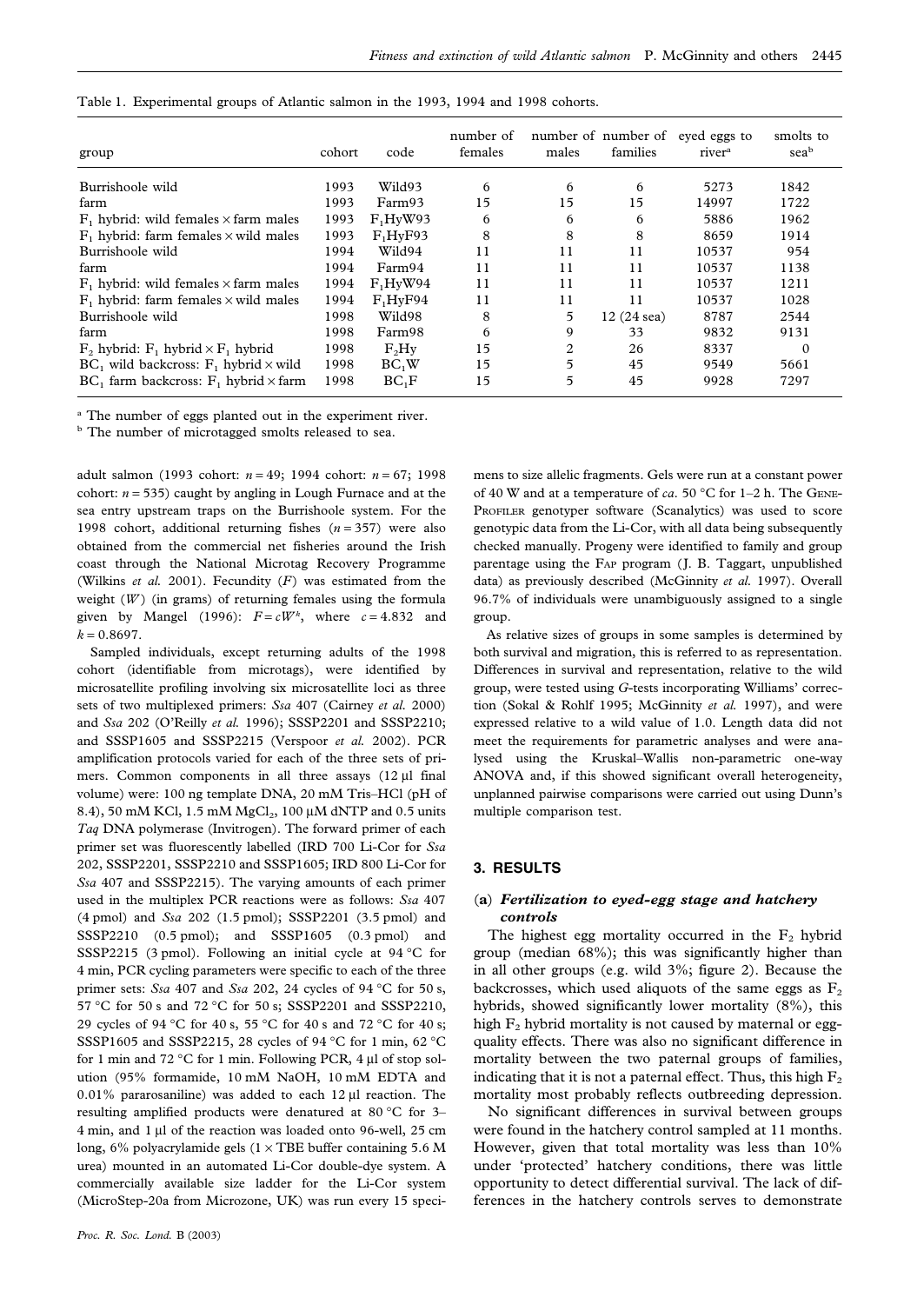Table 1. Experimental groups of Atlantic salmon in the 1993, 1994 and 1998 cohorts.

| group | cohort | code | number of females | number of males | number of families | eyed eggs to river[a] | smolts to sea[b] |
|---|---|---|---|---|---|---|---|
| Burrishoole wild | 1993 | Wild93 | 6 | 6 | 6 | 5273 | 1842 |
| farm | 1993 | Farm93 | 15 | 15 | 15 | 14997 | 1722 |
| $F_1$ hybrid: wild females × farm males | 1993 | $F_1$HyW93 | 6 | 6 | 6 | 5886 | 1962 |
| $F_1$ hybrid: farm females × wild males | 1993 | $F_1$HyF93 | 8 | 8 | 8 | 8659 | 1914 |
| Burrishoole wild | 1994 | Wild94 | 11 | 11 | 11 | 10537 | 954 |
| farm | 1994 | Farm94 | 11 | 11 | 11 | 10537 | 1138 |
| $F_1$ hybrid: wild females × farm males | 1994 | $F_1$HyW94 | 11 | 11 | 11 | 10537 | 1211 |
| $F_1$ hybrid: farm females × wild males | 1994 | $F_1$HyF94 | 11 | 11 | 11 | 10537 | 1028 |
| Burrishoole wild | 1998 | Wild98 | 8 | 5 | 12 (24 sea) | 8787 | 2544 |
| farm | 1998 | Farm98 | 6 | 9 | 33 | 9832 | 9131 |
| $F_2$ hybrid: $F_1$ hybrid × $F_1$ hybrid | 1998 | $F_2$Hy | 15 | 2 | 26 | 8337 | 0 |
| $BC_1$ wild backcross: $F_1$ hybrid × wild | 1998 | $BC_1$W | 15 | 5 | 45 | 9549 | 5661 |
| $BC_1$ farm backcross: $F_1$ hybrid × farm | 1998 | $BC_1$F | 15 | 5 | 45 | 9928 | 7297 |

[a] The number of eggs planted out in the experiment river.

[b] The number of microtagged smolts released to sea.

adult salmon (1993 cohort: $n = 49$; 1994 cohort: $n = 67$; 1998 cohort: $n = 535$) caught by angling in Lough Furnace and at the sea entry upstream traps on the Burrishoole system. For the 1998 cohort, additional returning fishes ($n = 357$) were also obtained from the commercial net fisheries around the Irish coast through the National Microtag Recovery Programme (Wilkins *et al.* 2001). Fecundity ($F$) was estimated from the weight ($W$) (in grams) of returning females using the formula given by Mangel (1996): $F = cW^k$, where $c = 4.832$ and $k = 0.8697$.

Sampled individuals, except returning adults of the 1998 cohort (identifiable from microtags), were identified by microsatellite profiling involving six microsatellite loci as three sets of two multiplexed primers: *Ssa* 407 (Cairney *et al.* 2000) and *Ssa* 202 (O'Reilly *et al.* 1996); SSSP2201 and SSSP2210; and SSSP1605 and SSSP2215 (Verspoor *et al.* 2002). PCR amplification protocols varied for each of the three sets of primers. Common components in all three assays (12 µl final volume) were: 100 ng template DNA, 20 mM Tris–HCl (pH of 8.4), 50 mM KCl, 1.5 mM $MgCl_2$, 100 µM dNTP and 0.5 units *Taq* DNA polymerase (Invitrogen). The forward primer of each primer set was fluorescently labelled (IRD 700 Li-Cor for *Ssa* 202, SSSP2201, SSSP2210 and SSSP1605; IRD 800 Li-Cor for *Ssa* 407 and SSSP2215). The varying amounts of each primer used in the multiplex PCR reactions were as follows: *Ssa* 407 (4 pmol) and *Ssa* 202 (1.5 pmol); SSSP2201 (3.5 pmol) and SSSP2210 (0.5 pmol); and SSSP1605 (0.3 pmol) and SSSP2215 (3 pmol). Following an initial cycle at 94 °C for 4 min, PCR cycling parameters were specific to each of the three primer sets: *Ssa* 407 and *Ssa* 202, 24 cycles of 94 °C for 50 s, 57 °C for 50 s and 72 °C for 50 s; SSSP2201 and SSSP2210, 29 cycles of 94 °C for 40 s, 55 °C for 40 s and 72 °C for 40 s; SSSP1605 and SSSP2215, 28 cycles of 94 °C for 1 min, 62 °C for 1 min and 72 °C for 1 min. Following PCR, 4 µl of stop solution (95% formamide, 10 mM NaOH, 10 mM EDTA and 0.01% pararosaniline) was added to each 12 µl reaction. The resulting amplified products were denatured at 80 °C for 3–4 min, and 1 µl of the reaction was loaded onto 96-well, 25 cm long, 6% polyacrylamide gels (1 × TBE buffer containing 5.6 M urea) mounted in an automated Li-Cor double-dye system. A commercially available size ladder for the Li-Cor system (MicroStep-20a from Microzone, UK) was run every 15 specimens to size allelic fragments. Gels were run at a constant power of 40 W and at a temperature of *ca.* 50 °C for 1–2 h. The Gene-Profiler genotyper software (Scanalytics) was used to score genotypic data from the Li-Cor, with all data being subsequently checked manually. Progeny were identified to family and group parentage using the Fap program (J. B. Taggart, unpublished data) as previously described (McGinnity *et al.* 1997). Overall 96.7% of individuals were unambiguously assigned to a single group.

As relative sizes of groups in some samples is determined by both survival and migration, this is referred to as representation. Differences in survival and representation, relative to the wild group, were tested using $G$-tests incorporating Williams' correction (Sokal & Rohlf 1995; McGinnity *et al.* 1997), and were expressed relative to a wild value of 1.0. Length data did not meet the requirements for parametric analyses and were analysed using the Kruskal–Wallis non-parametric one-way ANOVA and, if this showed significant overall heterogeneity, unplanned pairwise comparisons were carried out using Dunn's multiple comparison test.

## 3. RESULTS

### (a) *Fertilization to eyed-egg stage and hatchery controls*

The highest egg mortality occurred in the $F_2$ hybrid group (median 68%); this was significantly higher than in all other groups (e.g. wild 3%; figure 2). Because the backcrosses, which used aliquots of the same eggs as $F_2$ hybrids, showed significantly lower mortality (8%), this high $F_2$ hybrid mortality is not caused by maternal or egg-quality effects. There was also no significant difference in mortality between the two paternal groups of families, indicating that it is not a paternal effect. Thus, this high $F_2$ mortality most probably reflects outbreeding depression.

No significant differences in survival between groups were found in the hatchery control sampled at 11 months. However, given that total mortality was less than 10% under 'protected' hatchery conditions, there was little opportunity to detect differential survival. The lack of differences in the hatchery controls serves to demonstrate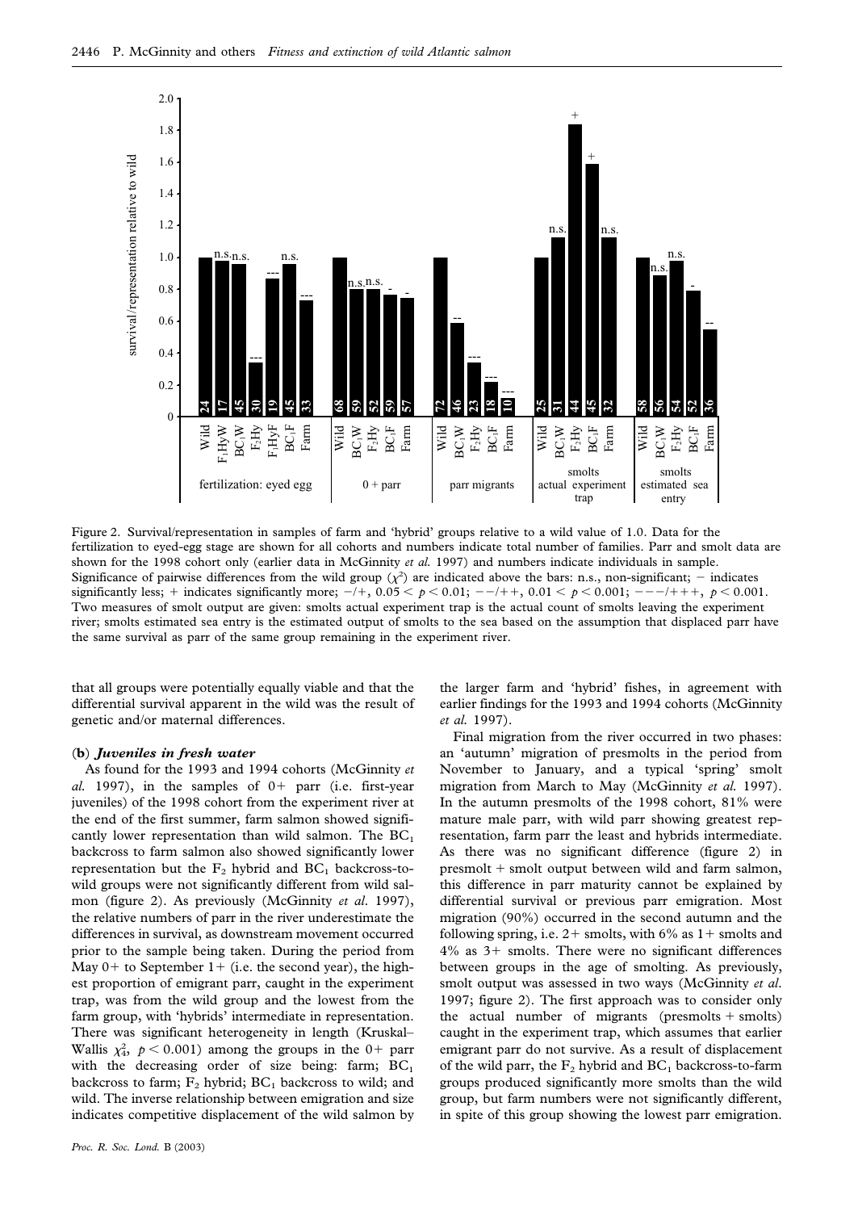Figure 2. Survival/representation in samples of farm and 'hybrid' groups relative to a wild value of 1.0. Data for the fertilization to eyed-egg stage are shown for all cohorts and numbers indicate total number of families. Parr and smolt data are shown for the 1998 cohort only (earlier data in McGinnity *et al.* 1997) and numbers indicate individuals in sample. Significance of pairwise differences from the wild group ($\chi^2$) are indicated above the bars: n.s., non-significant; − indicates significantly less; + indicates significantly more; −/+, $0.05 < p < 0.01$; −−/++, $0.01 < p < 0.001$; −−−/+++, $p < 0.001$. Two measures of smolt output are given: smolts actual experiment trap is the actual count of smolts leaving the experiment river; smolts estimated sea entry is the estimated output of smolts to the sea based on the assumption that displaced parr have the same survival as parr of the same group remaining in the experiment river.

that all groups were potentially equally viable and that the differential survival apparent in the wild was the result of genetic and/or maternal differences.

### (b) *Juveniles in fresh water*

As found for the 1993 and 1994 cohorts (McGinnity *et al.* 1997), in the samples of 0+ parr (i.e. first-year juveniles) of the 1998 cohort from the experiment river at the end of the first summer, farm salmon showed significantly lower representation than wild salmon. The $BC_1$ backcross to farm salmon also showed significantly lower representation but the $F_2$ hybrid and $BC_1$ backcross-to-wild groups were not significantly different from wild salmon (figure 2). As previously (McGinnity *et al.* 1997), the relative numbers of parr in the river underestimate the differences in survival, as downstream movement occurred prior to the sample being taken. During the period from May 0+ to September 1+ (i.e. the second year), the highest proportion of emigrant parr, caught in the experiment trap, was from the wild group and the lowest from the farm group, with 'hybrids' intermediate in representation. There was significant heterogeneity in length (Kruskal–Wallis $\chi^2_4$, $p < 0.001$) among the groups in the 0+ parr with the decreasing order of size being: farm; $BC_1$ backcross to farm; $F_2$ hybrid; $BC_1$ backcross to wild; and wild. The inverse relationship between emigration and size indicates competitive displacement of the wild salmon by the larger farm and 'hybrid' fishes, in agreement with earlier findings for the 1993 and 1994 cohorts (McGinnity *et al.* 1997).

Final migration from the river occurred in two phases: an 'autumn' migration of presmolts in the period from November to January, and a typical 'spring' smolt migration from March to May (McGinnity *et al.* 1997). In the autumn presmolts of the 1998 cohort, 81% were mature male parr, with wild parr showing greatest representation, farm parr the least and hybrids intermediate. As there was no significant difference (figure 2) in presmolt + smolt output between wild and farm salmon, this difference in parr maturity cannot be explained by differential survival or previous parr emigration. Most migration (90%) occurred in the second autumn and the following spring, i.e. 2+ smolts, with 6% as 1+ smolts and 4% as 3+ smolts. There were no significant differences between groups in the age of smolting. As previously, smolt output was assessed in two ways (McGinnity *et al.* 1997; figure 2). The first approach was to consider only the actual number of migrants (presmolts + smolts) caught in the experiment trap, which assumes that earlier emigrant parr do not survive. As a result of displacement of the wild parr, the $F_2$ hybrid and $BC_1$ backcross-to-farm groups produced significantly more smolts than the wild group, but farm numbers were not significantly different, in spite of this group showing the lowest parr emigration.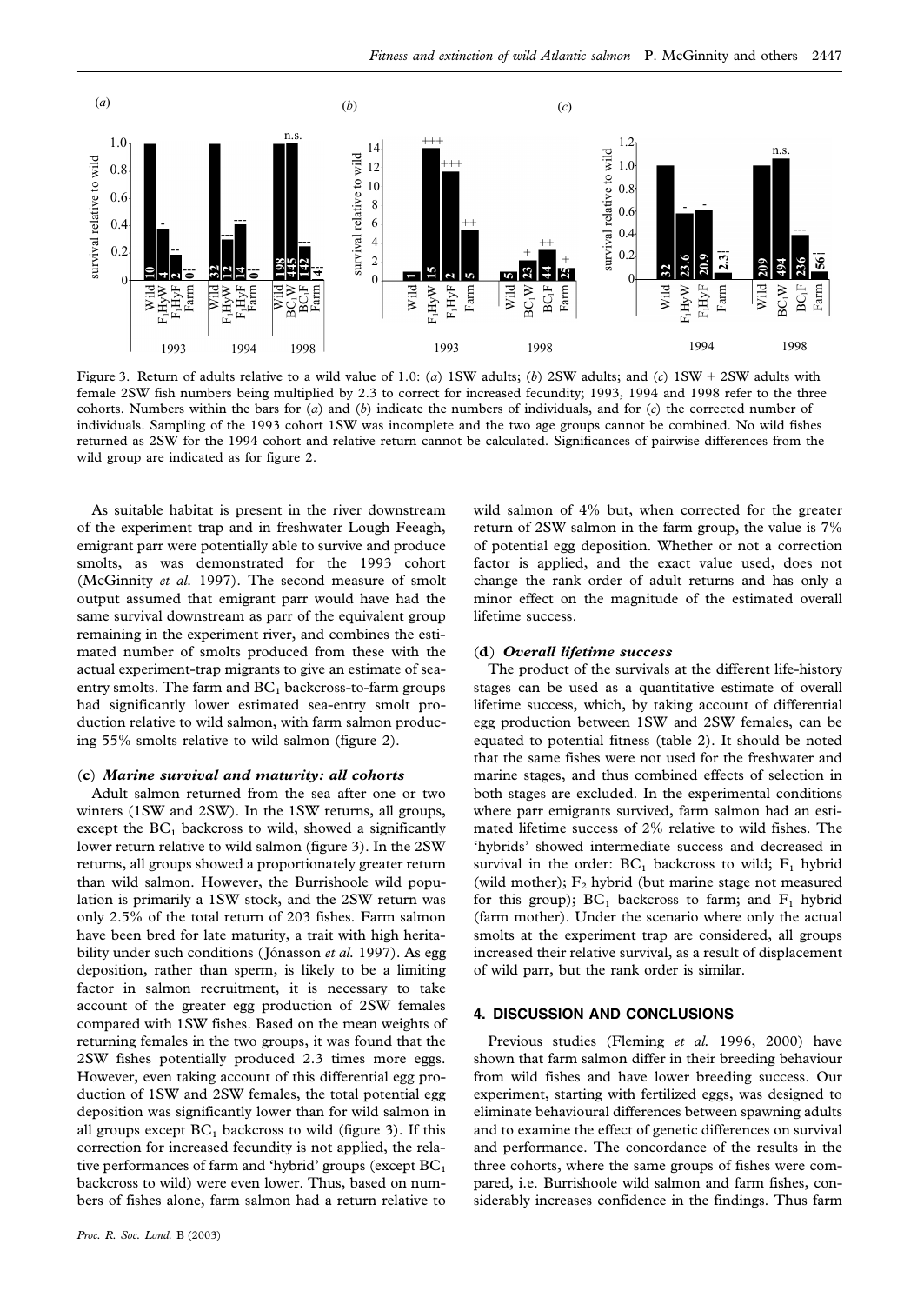Figure 3. Return of adults relative to a wild value of 1.0: (*a*) 1SW adults; (*b*) 2SW adults; and (*c*) 1SW + 2SW adults with female 2SW fish numbers being multiplied by 2.3 to correct for increased fecundity; 1993, 1994 and 1998 refer to the three cohorts. Numbers within the bars for (*a*) and (*b*) indicate the numbers of individuals, and for (*c*) the corrected number of individuals. Sampling of the 1993 cohort 1SW was incomplete and the two age groups cannot be combined. No wild fishes returned as 2SW for the 1994 cohort and relative return cannot be calculated. Significances of pairwise differences from the wild group are indicated as for figure 2.

As suitable habitat is present in the river downstream of the experiment trap and in freshwater Lough Feeagh, emigrant parr were potentially able to survive and produce smolts, as was demonstrated for the 1993 cohort (McGinnity *et al.* 1997). The second measure of smolt output assumed that emigrant parr would have had the same survival downstream as parr of the equivalent group remaining in the experiment river, and combines the estimated number of smolts produced from these with the actual experiment-trap migrants to give an estimate of sea-entry smolts. The farm and $BC_1$ backcross-to-farm groups had significantly lower estimated sea-entry smolt production relative to wild salmon, with farm salmon producing 55% smolts relative to wild salmon (figure 2).

### (c) *Marine survival and maturity: all cohorts*

Adult salmon returned from the sea after one or two winters (1SW and 2SW). In the 1SW returns, all groups, except the $BC_1$ backcross to wild, showed a significantly lower return relative to wild salmon (figure 3). In the 2SW returns, all groups showed a proportionately greater return than wild salmon. However, the Burrishoole wild population is primarily a 1SW stock, and the 2SW return was only 2.5% of the total return of 203 fishes. Farm salmon have been bred for late maturity, a trait with high heritability under such conditions (Jónasson *et al.* 1997). As egg deposition, rather than sperm, is likely to be a limiting factor in salmon recruitment, it is necessary to take account of the greater egg production of 2SW females compared with 1SW fishes. Based on the mean weights of returning females in the two groups, it was found that the 2SW fishes potentially produced 2.3 times more eggs. However, even taking account of this differential egg production of 1SW and 2SW females, the total potential egg deposition was significantly lower than for wild salmon in all groups except $BC_1$ backcross to wild (figure 3). If this correction for increased fecundity is not applied, the relative performances of farm and 'hybrid' groups (except $BC_1$ backcross to wild) were even lower. Thus, based on numbers of fishes alone, farm salmon had a return relative to wild salmon of 4% but, when corrected for the greater return of 2SW salmon in the farm group, the value is 7% of potential egg deposition. Whether or not a correction factor is applied, and the exact value used, does not change the rank order of adult returns and has only a minor effect on the magnitude of the estimated overall lifetime success.

### (d) *Overall lifetime success*

The product of the survivals at the different life-history stages can be used as a quantitative estimate of overall lifetime success, which, by taking account of differential egg production between 1SW and 2SW females, can be equated to potential fitness (table 2). It should be noted that the same fishes were not used for the freshwater and marine stages, and thus combined effects of selection in both stages are excluded. In the experimental conditions where parr emigrants survived, farm salmon had an estimated lifetime success of 2% relative to wild fishes. The 'hybrids' showed intermediate success and decreased in survival in the order: $BC_1$ backcross to wild; $F_1$ hybrid (wild mother); $F_2$ hybrid (but marine stage not measured for this group); $BC_1$ backcross to farm; and $F_1$ hybrid (farm mother). Under the scenario where only the actual smolts at the experiment trap are considered, all groups increased their relative survival, as a result of displacement of wild parr, but the rank order is similar.

## 4. DISCUSSION AND CONCLUSIONS

Previous studies (Fleming *et al.* 1996, 2000) have shown that farm salmon differ in their breeding behaviour from wild fishes and have lower breeding success. Our experiment, starting with fertilized eggs, was designed to eliminate behavioural differences between spawning adults and to examine the effect of genetic differences on survival and performance. The concordance of the results in the three cohorts, where the same groups of fishes were compared, i.e. Burrishoole wild salmon and farm fishes, considerably increases confidence in the findings. Thus farm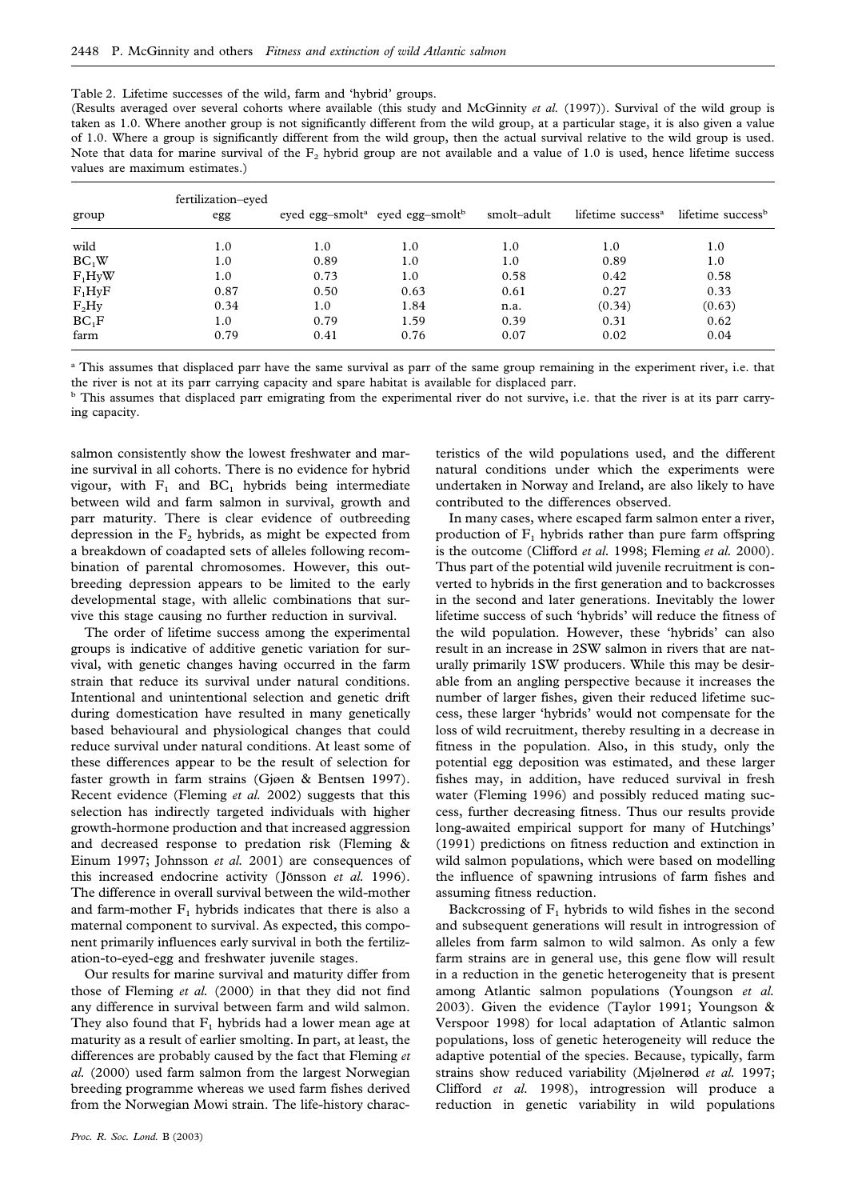Table 2. Lifetime successes of the wild, farm and 'hybrid' groups.

(Results averaged over several cohorts where available (this study and McGinnity *et al.* (1997)). Survival of the wild group is taken as 1.0. Where another group is not significantly different from the wild group, at a particular stage, it is also given a value of 1.0. Where a group is significantly different from the wild group, then the actual survival relative to the wild group is used. Note that data for marine survival of the $F_2$ hybrid group are not available and a value of 1.0 is used, hence lifetime success values are maximum estimates.)

| group | fertilization–eyed egg | eyed egg–smolt[a] | eyed egg–smolt[b] | smolt–adult | lifetime success[a] | lifetime success[b] |
|---|---|---|---|---|---|---|
| wild | 1.0 | 1.0 | 1.0 | 1.0 | 1.0 | 1.0 |
| $BC_1W$ | 1.0 | 0.89 | 1.0 | 1.0 | 0.89 | 1.0 |
| $F_1HyW$ | 1.0 | 0.73 | 1.0 | 0.58 | 0.42 | 0.58 |
| $F_1HyF$ | 0.87 | 0.50 | 0.63 | 0.61 | 0.27 | 0.33 |
| $F_2Hy$ | 0.34 | 1.0 | 1.84 | n.a. | (0.34) | (0.63) |
| $BC_1F$ | 1.0 | 0.79 | 1.59 | 0.39 | 0.31 | 0.62 |
| farm | 0.79 | 0.41 | 0.76 | 0.07 | 0.02 | 0.04 |

[a] This assumes that displaced parr have the same survival as parr of the same group remaining in the experiment river, i.e. that the river is not at its parr carrying capacity and spare habitat is available for displaced parr.

[b] This assumes that displaced parr emigrating from the experimental river do not survive, i.e. that the river is at its parr carrying capacity.

salmon consistently show the lowest freshwater and marine survival in all cohorts. There is no evidence for hybrid vigour, with $F_1$ and $BC_1$ hybrids being intermediate between wild and farm salmon in survival, growth and parr maturity. There is clear evidence of outbreeding depression in the $F_2$ hybrids, as might be expected from a breakdown of coadapted sets of alleles following recombination of parental chromosomes. However, this outbreeding depression appears to be limited to the early developmental stage, with allelic combinations that survive this stage causing no further reduction in survival.

The order of lifetime success among the experimental groups is indicative of additive genetic variation for survival, with genetic changes having occurred in the farm strain that reduce its survival under natural conditions. Intentional and unintentional selection and genetic drift during domestication have resulted in many genetically based behavioural and physiological changes that could reduce survival under natural conditions. At least some of these differences appear to be the result of selection for faster growth in farm strains (Gjøen & Bentsen 1997). Recent evidence (Fleming *et al.* 2002) suggests that this selection has indirectly targeted individuals with higher growth-hormone production and that increased aggression and decreased response to predation risk (Fleming & Einum 1997; Johnsson *et al.* 2001) are consequences of this increased endocrine activity (Jönsson *et al.* 1996). The difference in overall survival between the wild-mother and farm-mother $F_1$ hybrids indicates that there is also a maternal component to survival. As expected, this component primarily influences early survival in both the fertilization-to-eyed-egg and freshwater juvenile stages.

Our results for marine survival and maturity differ from those of Fleming *et al.* (2000) in that they did not find any difference in survival between farm and wild salmon. They also found that $F_1$ hybrids had a lower mean age at maturity as a result of earlier smolting. In part, at least, the differences are probably caused by the fact that Fleming *et al.* (2000) used farm salmon from the largest Norwegian breeding programme whereas we used farm fishes derived from the Norwegian Mowi strain. The life-history characteristics of the wild populations used, and the different natural conditions under which the experiments were undertaken in Norway and Ireland, are also likely to have contributed to the differences observed.

In many cases, where escaped farm salmon enter a river, production of $F_1$ hybrids rather than pure farm offspring is the outcome (Clifford *et al.* 1998; Fleming *et al.* 2000). Thus part of the potential wild juvenile recruitment is converted to hybrids in the first generation and to backcrosses in the second and later generations. Inevitably the lower lifetime success of such 'hybrids' will reduce the fitness of the wild population. However, these 'hybrids' can also result in an increase in 2SW salmon in rivers that are naturally primarily 1SW producers. While this may be desirable from an angling perspective because it increases the number of larger fishes, given their reduced lifetime success, these larger 'hybrids' would not compensate for the loss of wild recruitment, thereby resulting in a decrease in fitness in the population. Also, in this study, only the potential egg deposition was estimated, and these larger fishes may, in addition, have reduced survival in fresh water (Fleming 1996) and possibly reduced mating success, further decreasing fitness. Thus our results provide long-awaited empirical support for many of Hutchings' (1991) predictions on fitness reduction and extinction in wild salmon populations, which were based on modelling the influence of spawning intrusions of farm fishes and assuming fitness reduction.

Backcrossing of $F_1$ hybrids to wild fishes in the second and subsequent generations will result in introgression of alleles from farm salmon to wild salmon. As only a few farm strains are in general use, this gene flow will result in a reduction in the genetic heterogeneity that is present among Atlantic salmon populations (Youngson *et al.* 2003). Given the evidence (Taylor 1991; Youngson & Verspoor 1998) for local adaptation of Atlantic salmon populations, loss of genetic heterogeneity will reduce the adaptive potential of the species. Because, typically, farm strains show reduced variability (Mjølnerød *et al.* 1997; Clifford *et al.* 1998), introgression will produce a reduction in genetic variability in wild populations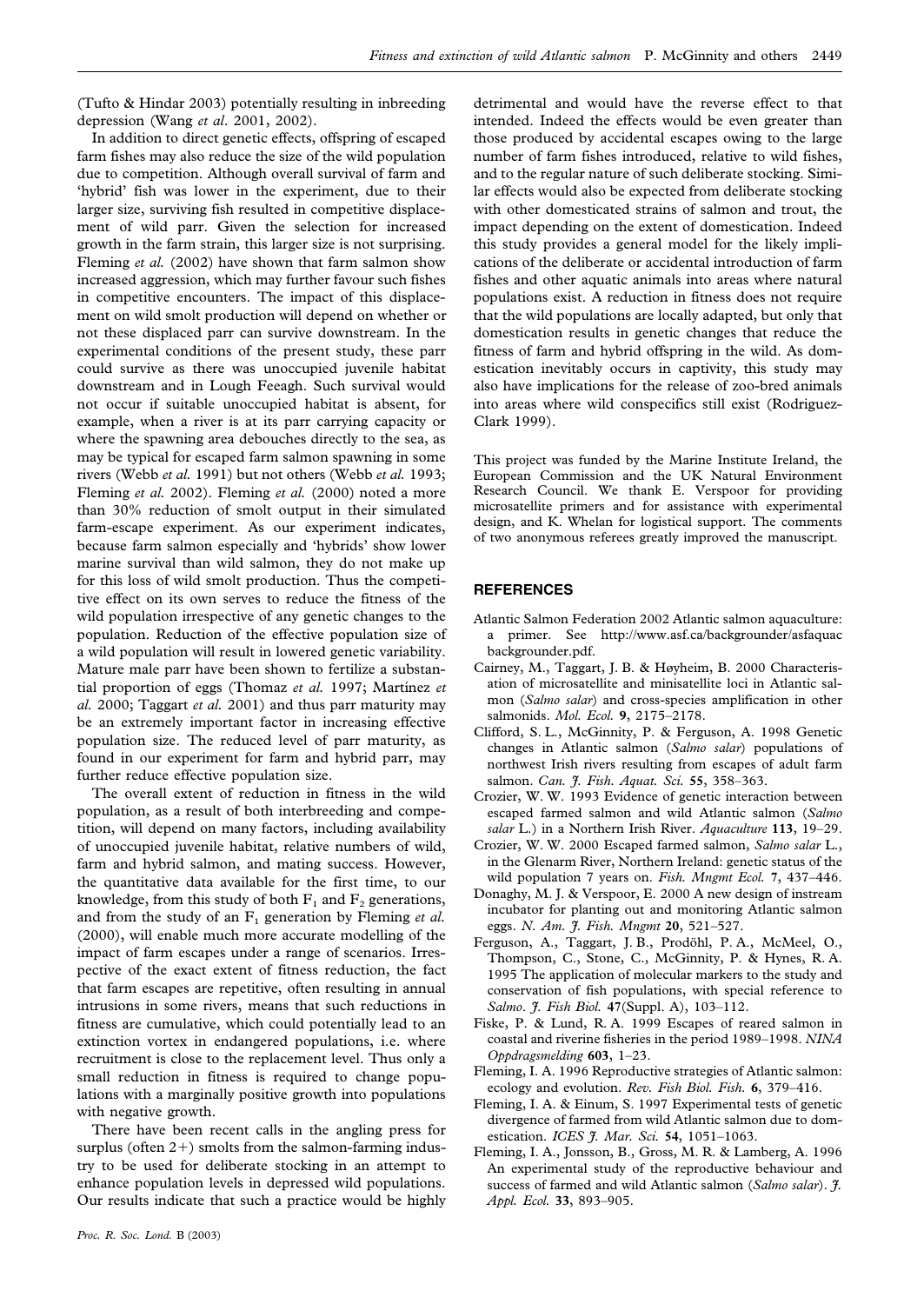(Tufto & Hindar 2003) potentially resulting in inbreeding depression (Wang *et al*. 2001, 2002).

In addition to direct genetic effects, offspring of escaped farm fishes may also reduce the size of the wild population due to competition. Although overall survival of farm and 'hybrid' fish was lower in the experiment, due to their larger size, surviving fish resulted in competitive displacement of wild parr. Given the selection for increased growth in the farm strain, this larger size is not surprising. Fleming *et al.* (2002) have shown that farm salmon show increased aggression, which may further favour such fishes in competitive encounters. The impact of this displacement on wild smolt production will depend on whether or not these displaced parr can survive downstream. In the experimental conditions of the present study, these parr could survive as there was unoccupied juvenile habitat downstream and in Lough Feeagh. Such survival would not occur if suitable unoccupied habitat is absent, for example, when a river is at its parr carrying capacity or where the spawning area debouches directly to the sea, as may be typical for escaped farm salmon spawning in some rivers (Webb *et al.* 1991) but not others (Webb *et al.* 1993; Fleming *et al.* 2002). Fleming *et al.* (2000) noted a more than 30% reduction of smolt output in their simulated farm-escape experiment. As our experiment indicates, because farm salmon especially and 'hybrids' show lower marine survival than wild salmon, they do not make up for this loss of wild smolt production. Thus the competitive effect on its own serves to reduce the fitness of the wild population irrespective of any genetic changes to the population. Reduction of the effective population size of a wild population will result in lowered genetic variability. Mature male parr have been shown to fertilize a substantial proportion of eggs (Thomaz *et al.* 1997; Martínez *et al.* 2000; Taggart *et al.* 2001) and thus parr maturity may be an extremely important factor in increasing effective population size. The reduced level of parr maturity, as found in our experiment for farm and hybrid parr, may further reduce effective population size.

The overall extent of reduction in fitness in the wild population, as a result of both interbreeding and competition, will depend on many factors, including availability of unoccupied juvenile habitat, relative numbers of wild, farm and hybrid salmon, and mating success. However, the quantitative data available for the first time, to our knowledge, from this study of both $F_1$ and $F_2$ generations, and from the study of an $F_1$ generation by Fleming *et al.* (2000), will enable much more accurate modelling of the impact of farm escapes under a range of scenarios. Irrespective of the exact extent of fitness reduction, the fact that farm escapes are repetitive, often resulting in annual intrusions in some rivers, means that such reductions in fitness are cumulative, which could potentially lead to an extinction vortex in endangered populations, i.e. where recruitment is close to the replacement level. Thus only a small reduction in fitness is required to change populations with a marginally positive growth into populations with negative growth.

There have been recent calls in the angling press for surplus (often 2+) smolts from the salmon-farming industry to be used for deliberate stocking in an attempt to enhance population levels in depressed wild populations. Our results indicate that such a practice would be highly detrimental and would have the reverse effect to that intended. Indeed the effects would be even greater than those produced by accidental escapes owing to the large number of farm fishes introduced, relative to wild fishes, and to the regular nature of such deliberate stocking. Similar effects would also be expected from deliberate stocking with other domesticated strains of salmon and trout, the impact depending on the extent of domestication. Indeed this study provides a general model for the likely implications of the deliberate or accidental introduction of farm fishes and other aquatic animals into areas where natural populations exist. A reduction in fitness does not require that the wild populations are locally adapted, but only that domestication results in genetic changes that reduce the fitness of farm and hybrid offspring in the wild. As domestication inevitably occurs in captivity, this study may also have implications for the release of zoo-bred animals into areas where wild conspecifics still exist (Rodriguez-Clark 1999).

This project was funded by the Marine Institute Ireland, the European Commission and the UK Natural Environment Research Council. We thank E. Verspoor for providing microsatellite primers and for assistance with experimental design, and K. Whelan for logistical support. The comments of two anonymous referees greatly improved the manuscript.

## REFERENCES

Atlantic Salmon Federation 2002 Atlantic salmon aquaculture: a primer. See http://www.asf.ca/backgrounder/asfaquac backgrounder.pdf.

Cairney, M., Taggart, J. B. & Høyheim, B. 2000 Characterisation of microsatellite and minisatellite loci in Atlantic salmon (*Salmo salar*) and cross-species amplification in other salmonids. *Mol. Ecol.* **9**, 2175–2178.

Clifford, S. L., McGinnity, P. & Ferguson, A. 1998 Genetic changes in Atlantic salmon (*Salmo salar*) populations of northwest Irish rivers resulting from escapes of adult farm salmon. *Can. J. Fish. Aquat. Sci.* **55**, 358–363.

Crozier, W. W. 1993 Evidence of genetic interaction between escaped farmed salmon and wild Atlantic salmon (*Salmo salar* L.) in a Northern Irish River. *Aquaculture* **113**, 19–29.

Crozier, W. W. 2000 Escaped farmed salmon, *Salmo salar* L., in the Glenarm River, Northern Ireland: genetic status of the wild population 7 years on. *Fish. Mngmt Ecol.* **7**, 437–446.

Donaghy, M. J. & Verspoor, E. 2000 A new design of instream incubator for planting out and monitoring Atlantic salmon eggs. *N. Am. J. Fish. Mngmt* **20**, 521–527.

Ferguson, A., Taggart, J. B., Prodöhl, P. A., McMeel, O., Thompson, C., Stone, C., McGinnity, P. & Hynes, R. A. 1995 The application of molecular markers to the study and conservation of fish populations, with special reference to *Salmo*. *J. Fish Biol.* **47**(Suppl. A), 103–112.

Fiske, P. & Lund, R. A. 1999 Escapes of reared salmon in coastal and riverine fisheries in the period 1989–1998. *NINA Oppdragsmelding* **603**, 1–23.

Fleming, I. A. 1996 Reproductive strategies of Atlantic salmon: ecology and evolution. *Rev. Fish Biol. Fish.* **6**, 379–416.

Fleming, I. A. & Einum, S. 1997 Experimental tests of genetic divergence of farmed from wild Atlantic salmon due to domestication. *ICES J. Mar. Sci.* **54**, 1051–1063.

Fleming, I. A., Jonsson, B., Gross, M. R. & Lamberg, A. 1996 An experimental study of the reproductive behaviour and success of farmed and wild Atlantic salmon (*Salmo salar*). *J. Appl. Ecol.* **33**, 893–905.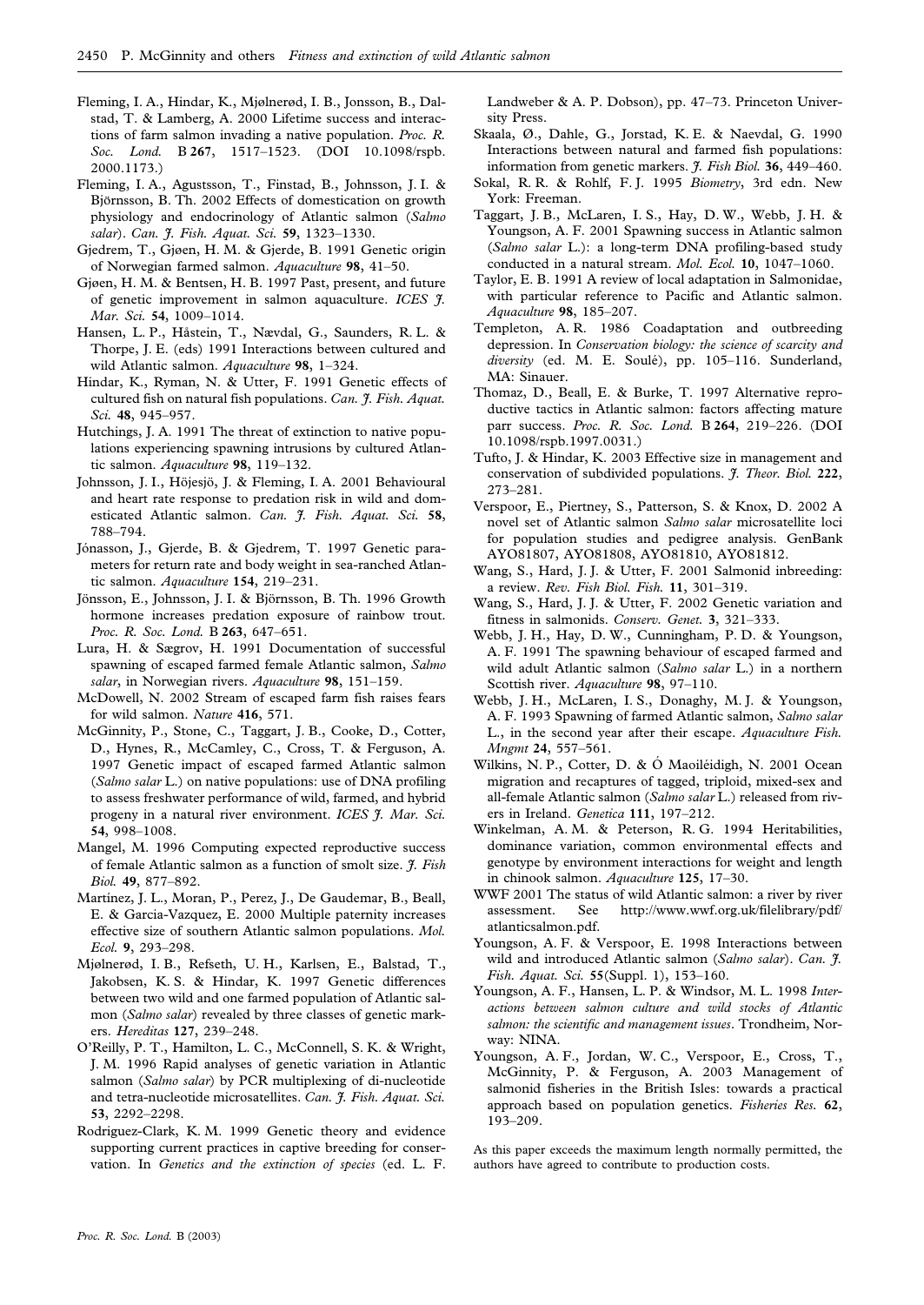Fleming, I. A., Hindar, K., Mjølnerød, I. B., Jonsson, B., Dalstad, T. & Lamberg, A. 2000 Lifetime success and interactions of farm salmon invading a native population. *Proc. R. Soc. Lond.* B **267**, 1517–1523. (DOI 10.1098/rspb.2000.1173.)

Fleming, I. A., Agustsson, T., Finstad, B., Johnsson, J. I. & Björnsson, B. Th. 2002 Effects of domestication on growth physiology and endocrinology of Atlantic salmon (*Salmo salar*). *Can. J. Fish. Aquat. Sci.* **59**, 1323–1330.

Gjedrem, T., Gjøen, H. M. & Gjerde, B. 1991 Genetic origin of Norwegian farmed salmon. *Aquaculture* **98**, 41–50.

Gjøen, H. M. & Bentsen, H. B. 1997 Past, present, and future of genetic improvement in salmon aquaculture. *ICES J. Mar. Sci.* **54**, 1009–1014.

Hansen, L. P., Håstein, T., Nævdal, G., Saunders, R. L. & Thorpe, J. E. (eds) 1991 Interactions between cultured and wild Atlantic salmon. *Aquaculture* **98**, 1–324.

Hindar, K., Ryman, N. & Utter, F. 1991 Genetic effects of cultured fish on natural fish populations. *Can. J. Fish. Aquat. Sci.* **48**, 945–957.

Hutchings, J. A. 1991 The threat of extinction to native populations experiencing spawning intrusions by cultured Atlantic salmon. *Aquaculture* **98**, 119–132.

Johnsson, J. I., Höjesjö, J. & Fleming, I. A. 2001 Behavioural and heart rate response to predation risk in wild and domesticated Atlantic salmon. *Can. J. Fish. Aquat. Sci.* **58**, 788–794.

Jónasson, J., Gjerde, B. & Gjedrem, T. 1997 Genetic parameters for return rate and body weight in sea-ranched Atlantic salmon. *Aquaculture* **154**, 219–231.

Jönsson, E., Johnsson, J. I. & Björnsson, B. Th. 1996 Growth hormone increases predation exposure of rainbow trout. *Proc. R. Soc. Lond.* B **263**, 647–651.

Lura, H. & Sægrov, H. 1991 Documentation of successful spawning of escaped farmed female Atlantic salmon, *Salmo salar*, in Norwegian rivers. *Aquaculture* **98**, 151–159.

McDowell, N. 2002 Stream of escaped farm fish raises fears for wild salmon. *Nature* **416**, 571.

McGinnity, P., Stone, C., Taggart, J. B., Cooke, D., Cotter, D., Hynes, R., McCamley, C., Cross, T. & Ferguson, A. 1997 Genetic impact of escaped farmed Atlantic salmon (*Salmo salar* L.) on native populations: use of DNA profiling to assess freshwater performance of wild, farmed, and hybrid progeny in a natural river environment. *ICES J. Mar. Sci.* **54**, 998–1008.

Mangel, M. 1996 Computing expected reproductive success of female Atlantic salmon as a function of smolt size. *J. Fish Biol.* **49**, 877–892.

Martínez, J. L., Moran, P., Perez, J., De Gaudemar, B., Beall, E. & Garcia-Vazquez, E. 2000 Multiple paternity increases effective size of southern Atlantic salmon populations. *Mol. Ecol.* **9**, 293–298.

Mjølnerød, I. B., Refseth, U. H., Karlsen, E., Balstad, T., Jakobsen, K. S. & Hindar, K. 1997 Genetic differences between two wild and one farmed population of Atlantic salmon (*Salmo salar*) revealed by three classes of genetic markers. *Hereditas* **127**, 239–248.

O'Reilly, P. T., Hamilton, L. C., McConnell, S. K. & Wright, J. M. 1996 Rapid analyses of genetic variation in Atlantic salmon (*Salmo salar*) by PCR multiplexing of di-nucleotide and tetra-nucleotide microsatellites. *Can. J. Fish. Aquat. Sci.* **53**, 2292–2298.

Rodriguez-Clark, K. M. 1999 Genetic theory and evidence supporting current practices in captive breeding for conservation. In *Genetics and the extinction of species* (ed. L. F. Landweber & A. P. Dobson), pp. 47–73. Princeton University Press.

Skaala, Ø., Dahle, G., Jorstad, K. E. & Naevdal, G. 1990 Interactions between natural and farmed fish populations: information from genetic markers. *J. Fish Biol.* **36**, 449–460.

Sokal, R. R. & Rohlf, F. J. 1995 *Biometry*, 3rd edn. New York: Freeman.

Taggart, J. B., McLaren, I. S., Hay, D. W., Webb, J. H. & Youngson, A. F. 2001 Spawning success in Atlantic salmon (*Salmo salar* L.): a long-term DNA profiling-based study conducted in a natural stream. *Mol. Ecol.* **10**, 1047–1060.

Taylor, E. B. 1991 A review of local adaptation in Salmonidae, with particular reference to Pacific and Atlantic salmon. *Aquaculture* **98**, 185–207.

Templeton, A. R. 1986 Coadaptation and outbreeding depression. In *Conservation biology: the science of scarcity and diversity* (ed. M. E. Soulé), pp. 105–116. Sunderland, MA: Sinauer.

Thomaz, D., Beall, E. & Burke, T. 1997 Alternative reproductive tactics in Atlantic salmon: factors affecting mature parr success. *Proc. R. Soc. Lond.* B **264**, 219–226. (DOI 10.1098/rspb.1997.0031.)

Tufto, J. & Hindar, K. 2003 Effective size in management and conservation of subdivided populations. *J. Theor. Biol.* **222**, 273–281.

Verspoor, E., Piertney, S., Patterson, S. & Knox, D. 2002 A novel set of Atlantic salmon *Salmo salar* microsatellite loci for population studies and pedigree analysis. GenBank AYO81807, AYO81808, AYO81810, AYO81812.

Wang, S., Hard, J. J. & Utter, F. 2001 Salmonid inbreeding: a review. *Rev. Fish Biol. Fish.* **11**, 301–319.

Wang, S., Hard, J. J. & Utter, F. 2002 Genetic variation and fitness in salmonids. *Conserv. Genet.* **3**, 321–333.

Webb, J. H., Hay, D. W., Cunningham, P. D. & Youngson, A. F. 1991 The spawning behaviour of escaped farmed and wild adult Atlantic salmon (*Salmo salar* L.) in a northern Scottish river. *Aquaculture* **98**, 97–110.

Webb, J. H., McLaren, I. S., Donaghy, M. J. & Youngson, A. F. 1993 Spawning of farmed Atlantic salmon, *Salmo salar* L., in the second year after their escape. *Aquaculture Fish. Mngmt* **24**, 557–561.

Wilkins, N. P., Cotter, D. & Ó Maoiléidigh, N. 2001 Ocean migration and recaptures of tagged, triploid, mixed-sex and all-female Atlantic salmon (*Salmo salar* L.) released from rivers in Ireland. *Genetica* **111**, 197–212.

Winkelman, A. M. & Peterson, R. G. 1994 Heritabilities, dominance variation, common environmental effects and genotype by environment interactions for weight and length in chinook salmon. *Aquaculture* **125**, 17–30.

WWF 2001 The status of wild Atlantic salmon: a river by river assessment. See http://www.wwf.org.uk/filelibrary/pdf/atlanticsalmon.pdf.

Youngson, A. F. & Verspoor, E. 1998 Interactions between wild and introduced Atlantic salmon (*Salmo salar*). *Can. J. Fish. Aquat. Sci.* **55**(Suppl. 1), 153–160.

Youngson, A. F., Hansen, L. P. & Windsor, M. L. 1998 *Interactions between salmon culture and wild stocks of Atlantic salmon: the scientific and management issues*. Trondheim, Norway: NINA.

Youngson, A. F., Jordan, W. C., Verspoor, E., Cross, T., McGinnity, P. & Ferguson, A. 2003 Management of salmonid fisheries in the British Isles: towards a practical approach based on population genetics. *Fisheries Res.* **62**, 193–209.

As this paper exceeds the maximum length normally permitted, the authors have agreed to contribute to production costs.